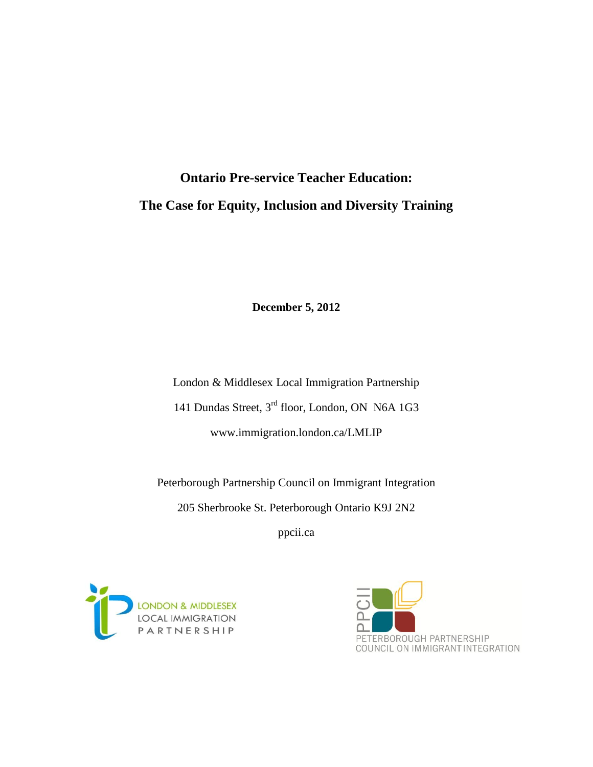# Ontario Pre-service Teacher Education:

# The Case for Equity, Inclusion and Diversity Training

**December 5, 2012**

London & Middlesex Local Immigration Partnership

141 Dundas Street, 3rd floor, London, ON N6A 1G3

www.immigration.london.ca/LMLIP

Peterborough Partnership Council on Immigrant Integration

205 Sherbrooke St. Peterborough Ontario K9J 2N2

ppcii.ca

LONDON & MIDDLESEX LOCAL IMMIGRATION PARTNERSHIP

PPCII PETERBOROUGH PARTNERSHIP COUNCIL ON IMMIGRANT INTEGRATION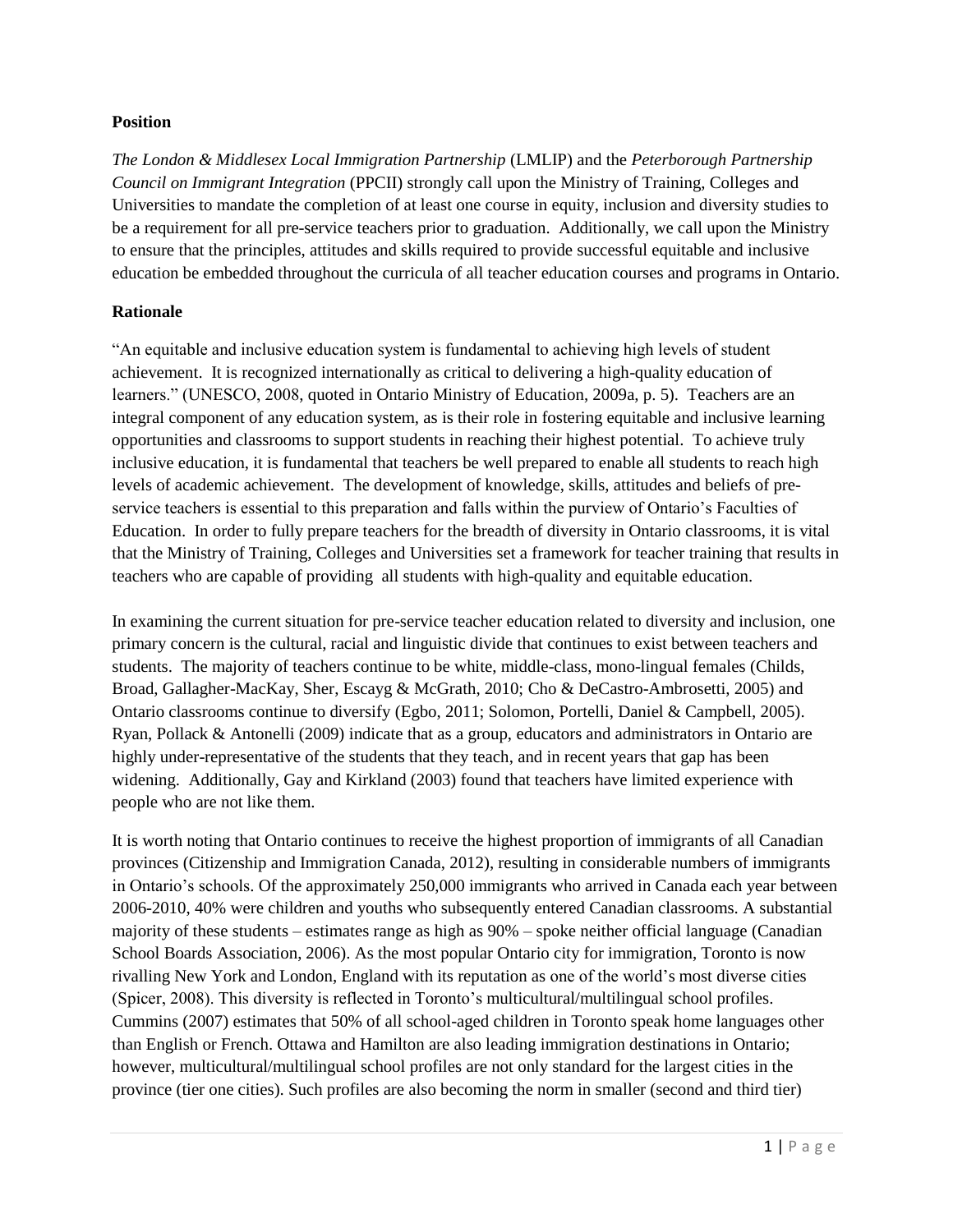## Position

*The London & Middlesex Local Immigration Partnership* (LMLIP) and the *Peterborough Partnership Council on Immigrant Integration* (PPCII) strongly call upon the Ministry of Training, Colleges and Universities to mandate the completion of at least one course in equity, inclusion and diversity studies to be a requirement for all pre-service teachers prior to graduation. Additionally, we call upon the Ministry to ensure that the principles, attitudes and skills required to provide successful equitable and inclusive education be embedded throughout the curricula of all teacher education courses and programs in Ontario.

## Rationale

"An equitable and inclusive education system is fundamental to achieving high levels of student achievement. It is recognized internationally as critical to delivering a high-quality education of learners." (UNESCO, 2008, quoted in Ontario Ministry of Education, 2009a, p. 5). Teachers are an integral component of any education system, as is their role in fostering equitable and inclusive learning opportunities and classrooms to support students in reaching their highest potential. To achieve truly inclusive education, it is fundamental that teachers be well prepared to enable all students to reach high levels of academic achievement. The development of knowledge, skills, attitudes and beliefs of pre-service teachers is essential to this preparation and falls within the purview of Ontario's Faculties of Education. In order to fully prepare teachers for the breadth of diversity in Ontario classrooms, it is vital that the Ministry of Training, Colleges and Universities set a framework for teacher training that results in teachers who are capable of providing all students with high-quality and equitable education.

In examining the current situation for pre-service teacher education related to diversity and inclusion, one primary concern is the cultural, racial and linguistic divide that continues to exist between teachers and students. The majority of teachers continue to be white, middle-class, mono-lingual females (Childs, Broad, Gallagher-MacKay, Sher, Escayg & McGrath, 2010; Cho & DeCastro-Ambrosetti, 2005) and Ontario classrooms continue to diversify (Egbo, 2011; Solomon, Portelli, Daniel & Campbell, 2005). Ryan, Pollack & Antonelli (2009) indicate that as a group, educators and administrators in Ontario are highly under-representative of the students that they teach, and in recent years that gap has been widening. Additionally, Gay and Kirkland (2003) found that teachers have limited experience with people who are not like them.

It is worth noting that Ontario continues to receive the highest proportion of immigrants of all Canadian provinces (Citizenship and Immigration Canada, 2012), resulting in considerable numbers of immigrants in Ontario's schools. Of the approximately 250,000 immigrants who arrived in Canada each year between 2006-2010, 40% were children and youths who subsequently entered Canadian classrooms. A substantial majority of these students – estimates range as high as 90% – spoke neither official language (Canadian School Boards Association, 2006). As the most popular Ontario city for immigration, Toronto is now rivalling New York and London, England with its reputation as one of the world's most diverse cities (Spicer, 2008). This diversity is reflected in Toronto's multicultural/multilingual school profiles. Cummins (2007) estimates that 50% of all school-aged children in Toronto speak home languages other than English or French. Ottawa and Hamilton are also leading immigration destinations in Ontario; however, multicultural/multilingual school profiles are not only standard for the largest cities in the province (tier one cities). Such profiles are also becoming the norm in smaller (second and third tier)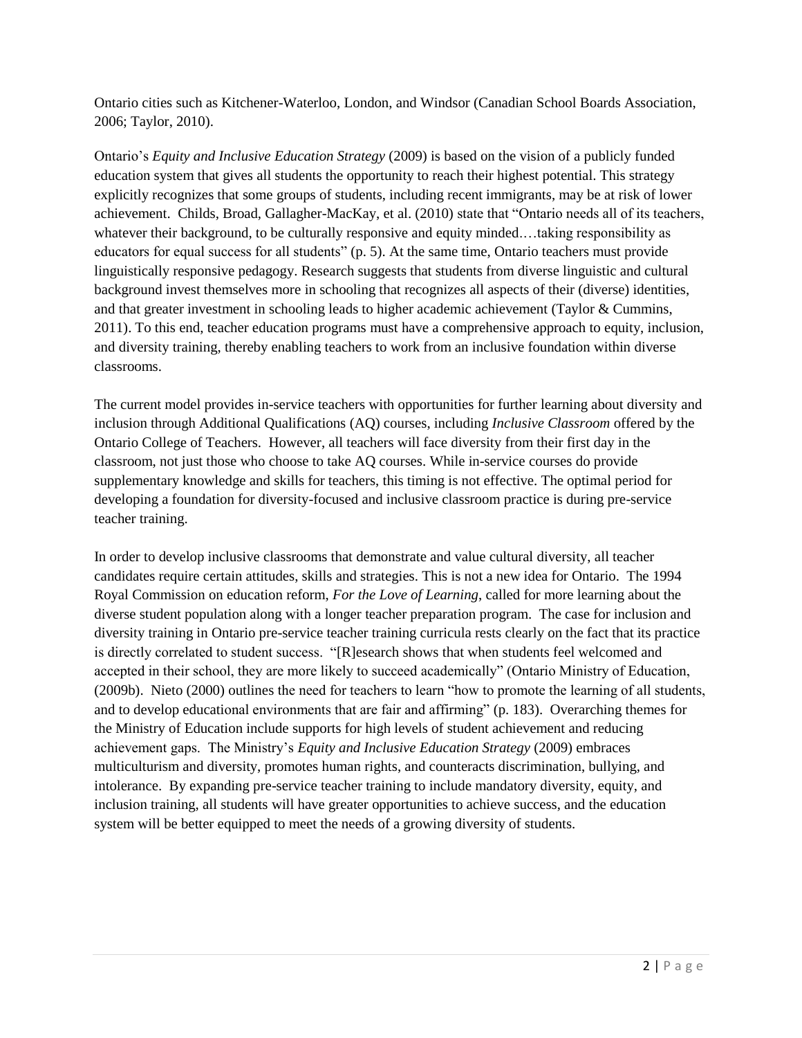Ontario cities such as Kitchener-Waterloo, London, and Windsor (Canadian School Boards Association, 2006; Taylor, 2010).

Ontario's *Equity and Inclusive Education Strategy* (2009) is based on the vision of a publicly funded education system that gives all students the opportunity to reach their highest potential. This strategy explicitly recognizes that some groups of students, including recent immigrants, may be at risk of lower achievement. Childs, Broad, Gallagher-MacKay, et al. (2010) state that "Ontario needs all of its teachers, whatever their background, to be culturally responsive and equity minded.…taking responsibility as educators for equal success for all students" (p. 5). At the same time, Ontario teachers must provide linguistically responsive pedagogy. Research suggests that students from diverse linguistic and cultural background invest themselves more in schooling that recognizes all aspects of their (diverse) identities, and that greater investment in schooling leads to higher academic achievement (Taylor & Cummins, 2011). To this end, teacher education programs must have a comprehensive approach to equity, inclusion, and diversity training, thereby enabling teachers to work from an inclusive foundation within diverse classrooms.

The current model provides in-service teachers with opportunities for further learning about diversity and inclusion through Additional Qualifications (AQ) courses, including *Inclusive Classroom* offered by the Ontario College of Teachers. However, all teachers will face diversity from their first day in the classroom, not just those who choose to take AQ courses. While in-service courses do provide supplementary knowledge and skills for teachers, this timing is not effective. The optimal period for developing a foundation for diversity-focused and inclusive classroom practice is during pre-service teacher training.

In order to develop inclusive classrooms that demonstrate and value cultural diversity, all teacher candidates require certain attitudes, skills and strategies. This is not a new idea for Ontario. The 1994 Royal Commission on education reform, *For the Love of Learning*, called for more learning about the diverse student population along with a longer teacher preparation program. The case for inclusion and diversity training in Ontario pre-service teacher training curricula rests clearly on the fact that its practice is directly correlated to student success. "[R]esearch shows that when students feel welcomed and accepted in their school, they are more likely to succeed academically" (Ontario Ministry of Education, (2009b). Nieto (2000) outlines the need for teachers to learn "how to promote the learning of all students, and to develop educational environments that are fair and affirming" (p. 183). Overarching themes for the Ministry of Education include supports for high levels of student achievement and reducing achievement gaps. The Ministry's *Equity and Inclusive Education Strategy* (2009) embraces multiculturism and diversity, promotes human rights, and counteracts discrimination, bullying, and intolerance. By expanding pre-service teacher training to include mandatory diversity, equity, and inclusion training, all students will have greater opportunities to achieve success, and the education system will be better equipped to meet the needs of a growing diversity of students.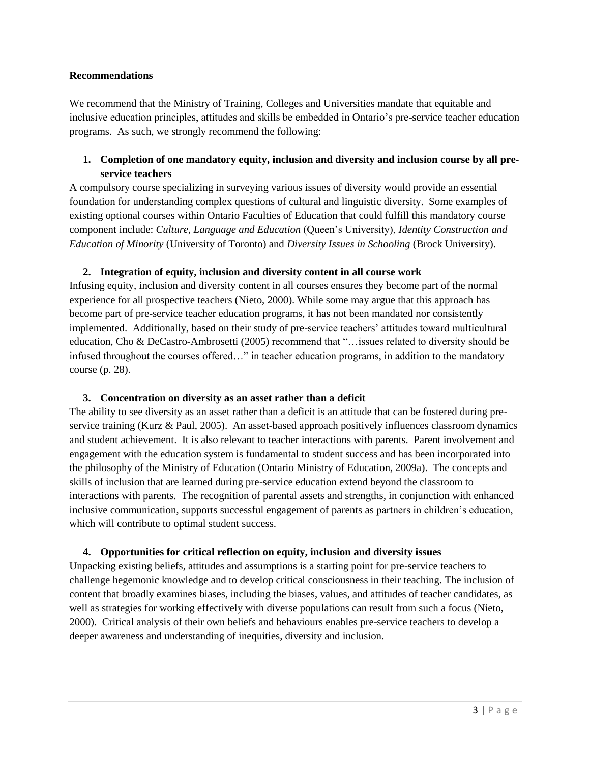**Recommendations**

We recommend that the Ministry of Training, Colleges and Universities mandate that equitable and inclusive education principles, attitudes and skills be embedded in Ontario's pre-service teacher education programs. As such, we strongly recommend the following:

1. **Completion of one mandatory equity, inclusion and diversity and inclusion course by all pre-service teachers**

A compulsory course specializing in surveying various issues of diversity would provide an essential foundation for understanding complex questions of cultural and linguistic diversity. Some examples of existing optional courses within Ontario Faculties of Education that could fulfill this mandatory course component include: *Culture, Language and Education* (Queen's University), *Identity Construction and Education of Minority* (University of Toronto) and *Diversity Issues in Schooling* (Brock University).

2. **Integration of equity, inclusion and diversity content in all course work**

Infusing equity, inclusion and diversity content in all courses ensures they become part of the normal experience for all prospective teachers (Nieto, 2000). While some may argue that this approach has become part of pre-service teacher education programs, it has not been mandated nor consistently implemented. Additionally, based on their study of pre-service teachers' attitudes toward multicultural education, Cho & DeCastro-Ambrosetti (2005) recommend that "…issues related to diversity should be infused throughout the courses offered…" in teacher education programs, in addition to the mandatory course (p. 28).

3. **Concentration on diversity as an asset rather than a deficit**

The ability to see diversity as an asset rather than a deficit is an attitude that can be fostered during pre-service training (Kurz & Paul, 2005). An asset-based approach positively influences classroom dynamics and student achievement. It is also relevant to teacher interactions with parents. Parent involvement and engagement with the education system is fundamental to student success and has been incorporated into the philosophy of the Ministry of Education (Ontario Ministry of Education, 2009a). The concepts and skills of inclusion that are learned during pre-service education extend beyond the classroom to interactions with parents. The recognition of parental assets and strengths, in conjunction with enhanced inclusive communication, supports successful engagement of parents as partners in children's education, which will contribute to optimal student success.

4. **Opportunities for critical reflection on equity, inclusion and diversity issues**

Unpacking existing beliefs, attitudes and assumptions is a starting point for pre-service teachers to challenge hegemonic knowledge and to develop critical consciousness in their teaching. The inclusion of content that broadly examines biases, including the biases, values, and attitudes of teacher candidates, as well as strategies for working effectively with diverse populations can result from such a focus (Nieto, 2000). Critical analysis of their own beliefs and behaviours enables pre-service teachers to develop a deeper awareness and understanding of inequities, diversity and inclusion.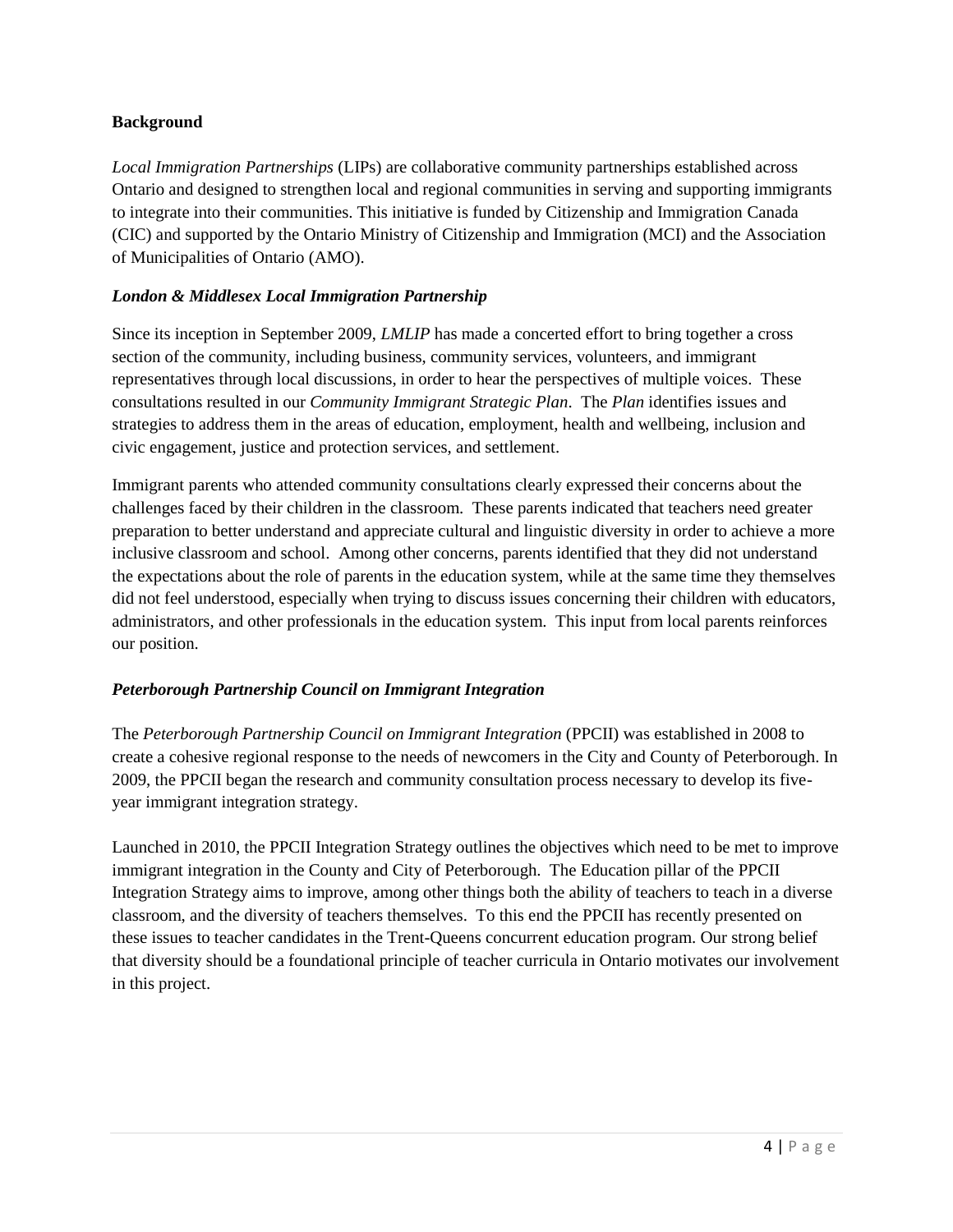## Background

*Local Immigration Partnerships* (LIPs) are collaborative community partnerships established across Ontario and designed to strengthen local and regional communities in serving and supporting immigrants to integrate into their communities. This initiative is funded by Citizenship and Immigration Canada (CIC) and supported by the Ontario Ministry of Citizenship and Immigration (MCI) and the Association of Municipalities of Ontario (AMO).

### *London & Middlesex Local Immigration Partnership*

Since its inception in September 2009, *LMLIP* has made a concerted effort to bring together a cross section of the community, including business, community services, volunteers, and immigrant representatives through local discussions, in order to hear the perspectives of multiple voices. These consultations resulted in our *Community Immigrant Strategic Plan*. The *Plan* identifies issues and strategies to address them in the areas of education, employment, health and wellbeing, inclusion and civic engagement, justice and protection services, and settlement.

Immigrant parents who attended community consultations clearly expressed their concerns about the challenges faced by their children in the classroom. These parents indicated that teachers need greater preparation to better understand and appreciate cultural and linguistic diversity in order to achieve a more inclusive classroom and school. Among other concerns, parents identified that they did not understand the expectations about the role of parents in the education system, while at the same time they themselves did not feel understood, especially when trying to discuss issues concerning their children with educators, administrators, and other professionals in the education system. This input from local parents reinforces our position.

### *Peterborough Partnership Council on Immigrant Integration*

The *Peterborough Partnership Council on Immigrant Integration* (PPCII) was established in 2008 to create a cohesive regional response to the needs of newcomers in the City and County of Peterborough. In 2009, the PPCII began the research and community consultation process necessary to develop its five-year immigrant integration strategy.

Launched in 2010, the PPCII Integration Strategy outlines the objectives which need to be met to improve immigrant integration in the County and City of Peterborough. The Education pillar of the PPCII Integration Strategy aims to improve, among other things both the ability of teachers to teach in a diverse classroom, and the diversity of teachers themselves. To this end the PPCII has recently presented on these issues to teacher candidates in the Trent-Queens concurrent education program. Our strong belief that diversity should be a foundational principle of teacher curricula in Ontario motivates our involvement in this project.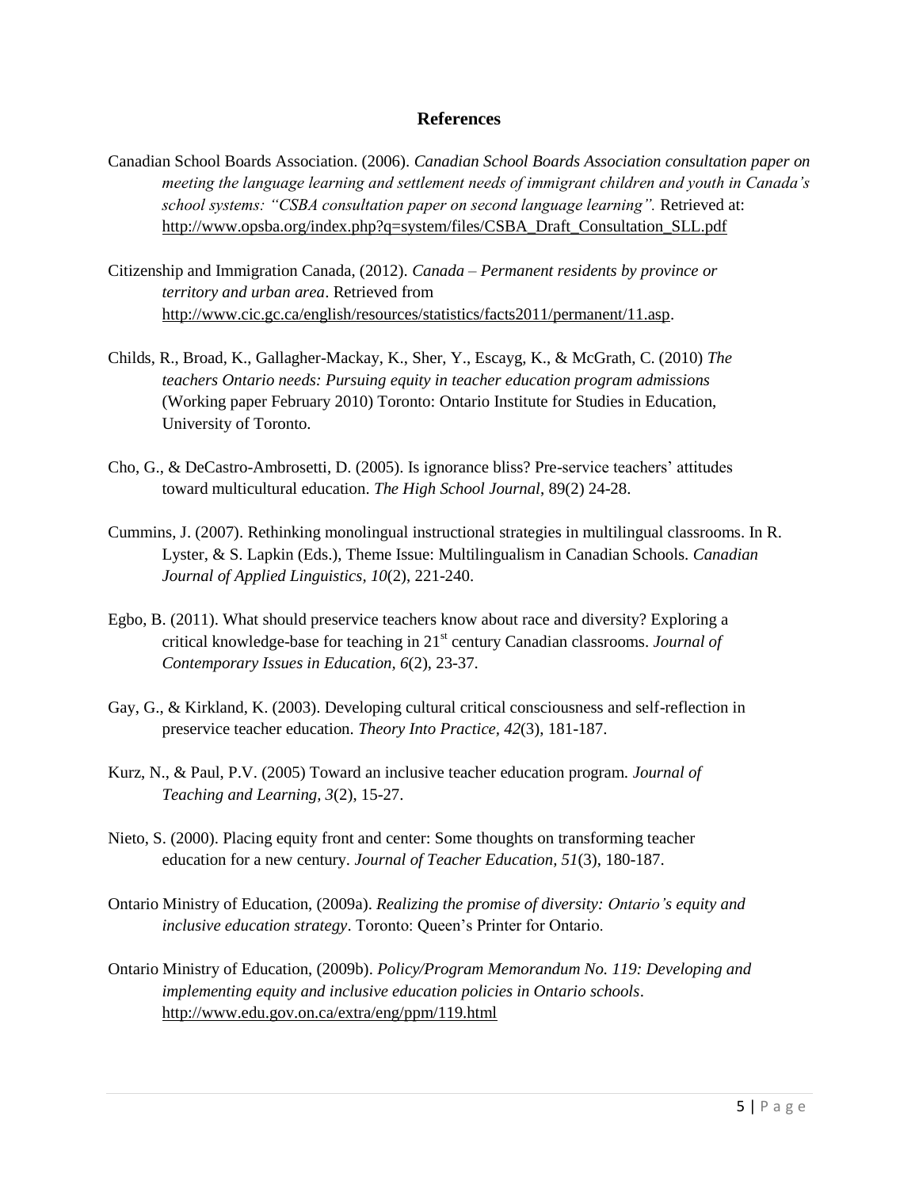# References

Canadian School Boards Association. (2006). *Canadian School Boards Association consultation paper on meeting the language learning and settlement needs of immigrant children and youth in Canada's school systems: "CSBA consultation paper on second language learning".* Retrieved at: http://www.opsba.org/index.php?q=system/files/CSBA_Draft_Consultation_SLL.pdf

Citizenship and Immigration Canada, (2012). *Canada – Permanent residents by province or territory and urban area*. Retrieved from http://www.cic.gc.ca/english/resources/statistics/facts2011/permanent/11.asp.

Childs, R., Broad, K., Gallagher-Mackay, K., Sher, Y., Escayg, K., & McGrath, C. (2010) *The teachers Ontario needs: Pursuing equity in teacher education program admissions* (Working paper February 2010) Toronto: Ontario Institute for Studies in Education, University of Toronto.

Cho, G., & DeCastro-Ambrosetti, D. (2005). Is ignorance bliss? Pre-service teachers' attitudes toward multicultural education. *The High School Journal*, 89(2) 24-28.

Cummins, J. (2007). Rethinking monolingual instructional strategies in multilingual classrooms. In R. Lyster, & S. Lapkin (Eds.), Theme Issue: Multilingualism in Canadian Schools. *Canadian Journal of Applied Linguistics, 10*(2), 221-240.

Egbo, B. (2011). What should preservice teachers know about race and diversity? Exploring a critical knowledge-base for teaching in 21st century Canadian classrooms. *Journal of Contemporary Issues in Education, 6*(2), 23-37.

Gay, G., & Kirkland, K. (2003). Developing cultural critical consciousness and self-reflection in preservice teacher education. *Theory Into Practice, 42*(3), 181-187.

Kurz, N., & Paul, P.V. (2005) Toward an inclusive teacher education program. *Journal of Teaching and Learning, 3*(2), 15-27.

Nieto, S. (2000). Placing equity front and center: Some thoughts on transforming teacher education for a new century. *Journal of Teacher Education, 51*(3), 180-187.

Ontario Ministry of Education, (2009a). *Realizing the promise of diversity: Ontario's equity and inclusive education strategy*. Toronto: Queen's Printer for Ontario.

Ontario Ministry of Education, (2009b). *Policy/Program Memorandum No. 119: Developing and implementing equity and inclusive education policies in Ontario schools*. http://www.edu.gov.on.ca/extra/eng/ppm/119.html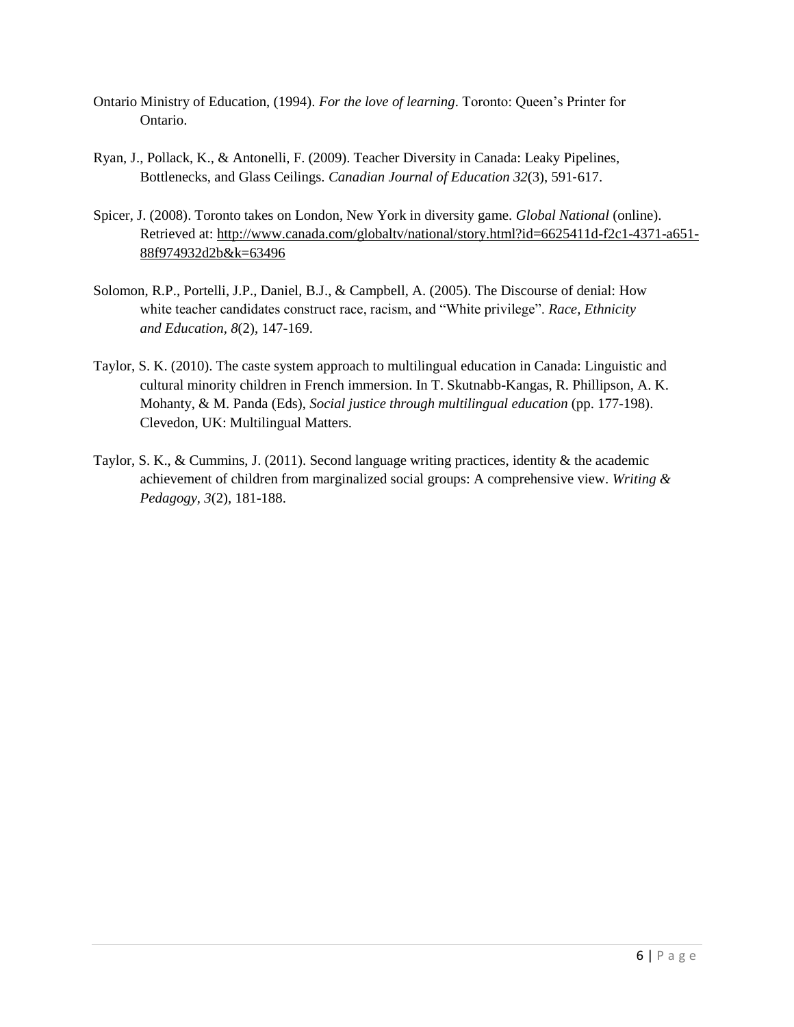Ontario Ministry of Education, (1994). *For the love of learning*. Toronto: Queen's Printer for Ontario.

Ryan, J., Pollack, K., & Antonelli, F. (2009). Teacher Diversity in Canada: Leaky Pipelines, Bottlenecks, and Glass Ceilings. *Canadian Journal of Education 32*(3), 591-617.

Spicer, J. (2008). Toronto takes on London, New York in diversity game. *Global National* (online). Retrieved at: http://www.canada.com/globaltv/national/story.html?id=6625411d-f2c1-4371-a651-88f974932d2b&k=63496

Solomon, R.P., Portelli, J.P., Daniel, B.J., & Campbell, A. (2005). The Discourse of denial: How white teacher candidates construct race, racism, and "White privilege". *Race, Ethnicity and Education, 8*(2), 147-169.

Taylor, S. K. (2010). The caste system approach to multilingual education in Canada: Linguistic and cultural minority children in French immersion. In T. Skutnabb-Kangas, R. Phillipson, A. K. Mohanty, & M. Panda (Eds), *Social justice through multilingual education* (pp. 177-198). Clevedon, UK: Multilingual Matters.

Taylor, S. K., & Cummins, J. (2011). Second language writing practices, identity & the academic achievement of children from marginalized social groups: A comprehensive view. *Writing & Pedagogy, 3*(2), 181-188.